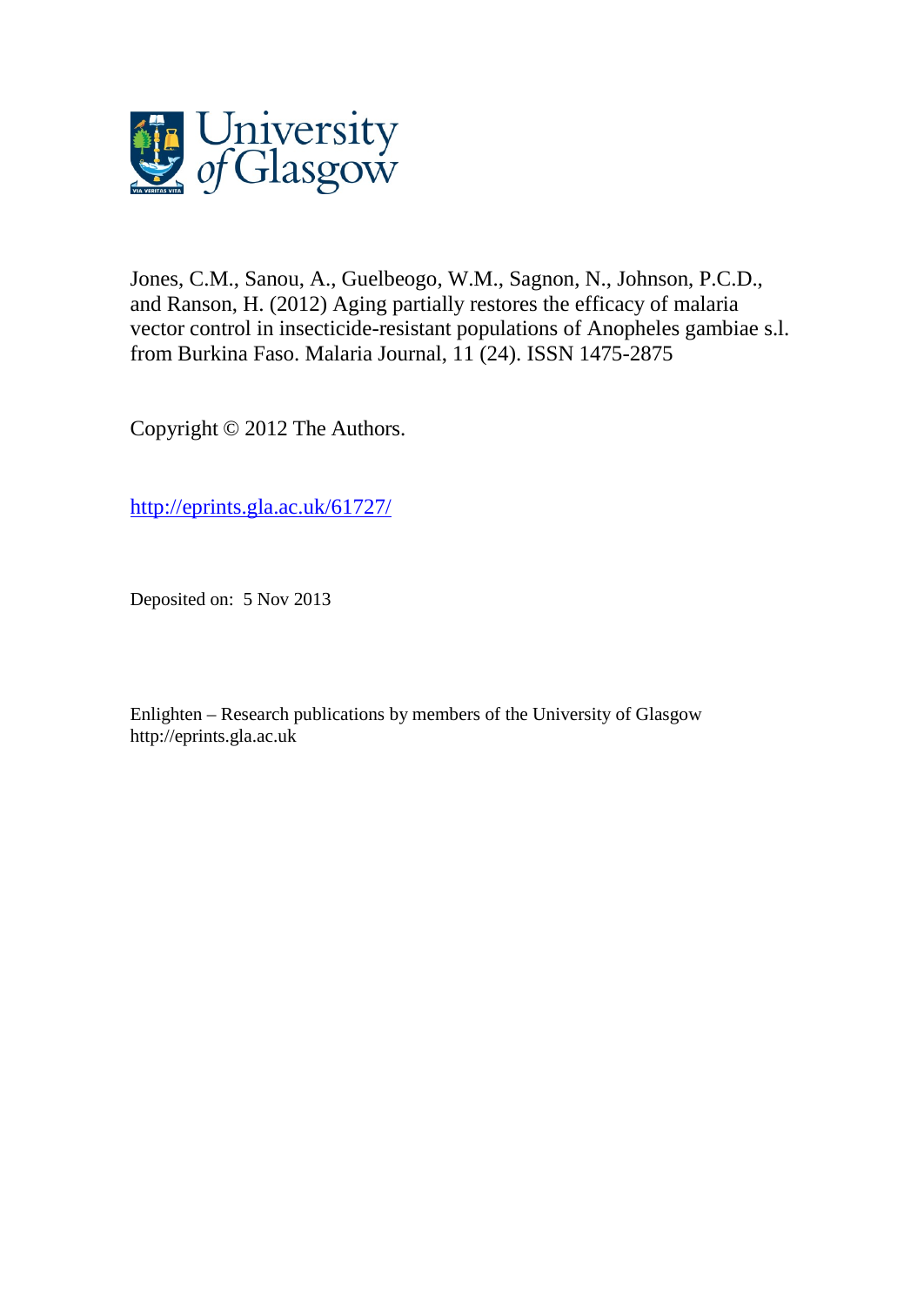University of Glasgow

Jones, C.M., Sanou, A., Guelbeogo, W.M., Sagnon, N., Johnson, P.C.D., and Ranson, H. (2012) Aging partially restores the efficacy of malaria vector control in insecticide-resistant populations of Anopheles gambiae s.l. from Burkina Faso. Malaria Journal, 11 (24). ISSN 1475-2875

Copyright © 2012 The Authors.

http://eprints.gla.ac.uk/61727/

Deposited on: 5 Nov 2013

Enlighten – Research publications by members of the University of Glasgow
http://eprints.gla.ac.uk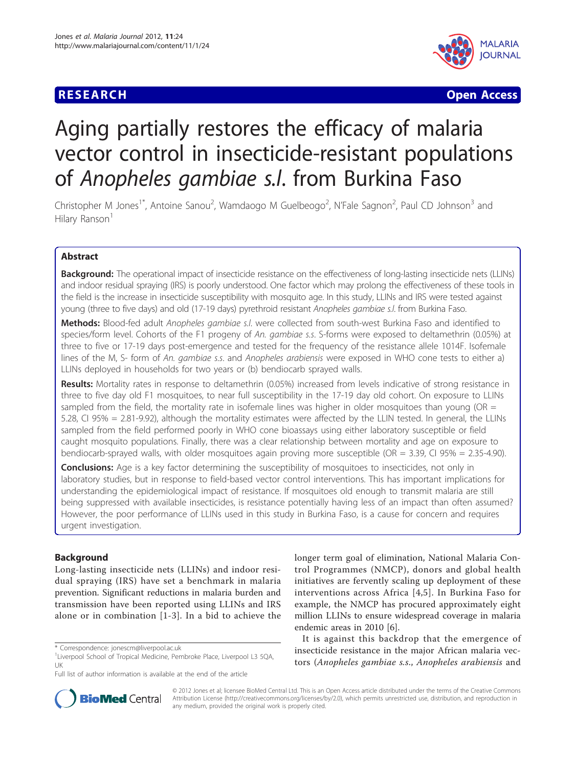# Aging partially restores the efficacy of malaria vector control in insecticide-resistant populations of *Anopheles gambiae s.l.* from Burkina Faso

Christopher M Jones[1*], Antoine Sanou[2], Wamdaogo M Guelbeogo[2], N'Fale Sagnon[2], Paul CD Johnson[3] and Hilary Ranson[1]

## Abstract

**Background:** The operational impact of insecticide resistance on the effectiveness of long-lasting insecticide nets (LLINs) and indoor residual spraying (IRS) is poorly understood. One factor which may prolong the effectiveness of these tools in the field is the increase in insecticide susceptibility with mosquito age. In this study, LLINs and IRS were tested against young (three to five days) and old (17-19 days) pyrethroid resistant *Anopheles gambiae s.l.* from Burkina Faso.

**Methods:** Blood-fed adult *Anopheles gambiae s.l.* were collected from south-west Burkina Faso and identified to species/form level. Cohorts of the F1 progeny of *An. gambiae s.s.* S-forms were exposed to deltamethrin (0.05%) at three to five or 17-19 days post-emergence and tested for the frequency of the resistance allele 1014F. Isofemale lines of the M, S- form of *An. gambiae s.s.* and *Anopheles arabiensis* were exposed in WHO cone tests to either a) LLINs deployed in households for two years or (b) bendiocarb sprayed walls.

**Results:** Mortality rates in response to deltamethrin (0.05%) increased from levels indicative of strong resistance in three to five day old F1 mosquitoes, to near full susceptibility in the 17-19 day old cohort. On exposure to LLINs sampled from the field, the mortality rate in isofemale lines was higher in older mosquitoes than young (OR = 5.28, CI 95% = 2.81-9.92), although the mortality estimates were affected by the LLIN tested. In general, the LLINs sampled from the field performed poorly in WHO cone bioassays using either laboratory susceptible or field caught mosquito populations. Finally, there was a clear relationship between mortality and age on exposure to bendiocarb-sprayed walls, with older mosquitoes again proving more susceptible (OR = 3.39, CI 95% = 2.35-4.90).

**Conclusions:** Age is a key factor determining the susceptibility of mosquitoes to insecticides, not only in laboratory studies, but in response to field-based vector control interventions. This has important implications for understanding the epidemiological impact of resistance. If mosquitoes old enough to transmit malaria are still being suppressed with available insecticides, is resistance potentially having less of an impact than often assumed? However, the poor performance of LLINs used in this study in Burkina Faso, is a cause for concern and requires urgent investigation.

## Background

Long-lasting insecticide nets (LLINs) and indoor residual spraying (IRS) have set a benchmark in malaria prevention. Significant reductions in malaria burden and transmission have been reported using LLINs and IRS alone or in combination [1-3]. In a bid to achieve the longer term goal of elimination, National Malaria Control Programmes (NMCP), donors and global health initiatives are fervently scaling up deployment of these interventions across Africa [4,5]. In Burkina Faso for example, the NMCP has procured approximately eight million LLINs to ensure widespread coverage in malaria endemic areas in 2010 [6].

It is against this backdrop that the emergence of insecticide resistance in the major African malaria vectors (*Anopheles gambiae s.s.*, *Anopheles arabiensis* and

\* Correspondence: jonescm@liverpool.ac.uk
[1]Liverpool School of Tropical Medicine, Pembroke Place, Liverpool L3 5QA, UK
Full list of author information is available at the end of the article

© 2012 Jones et al; licensee BioMed Central Ltd. This is an Open Access article distributed under the terms of the Creative Commons Attribution License (http://creativecommons.org/licenses/by/2.0), which permits unrestricted use, distribution, and reproduction in any medium, provided the original work is properly cited.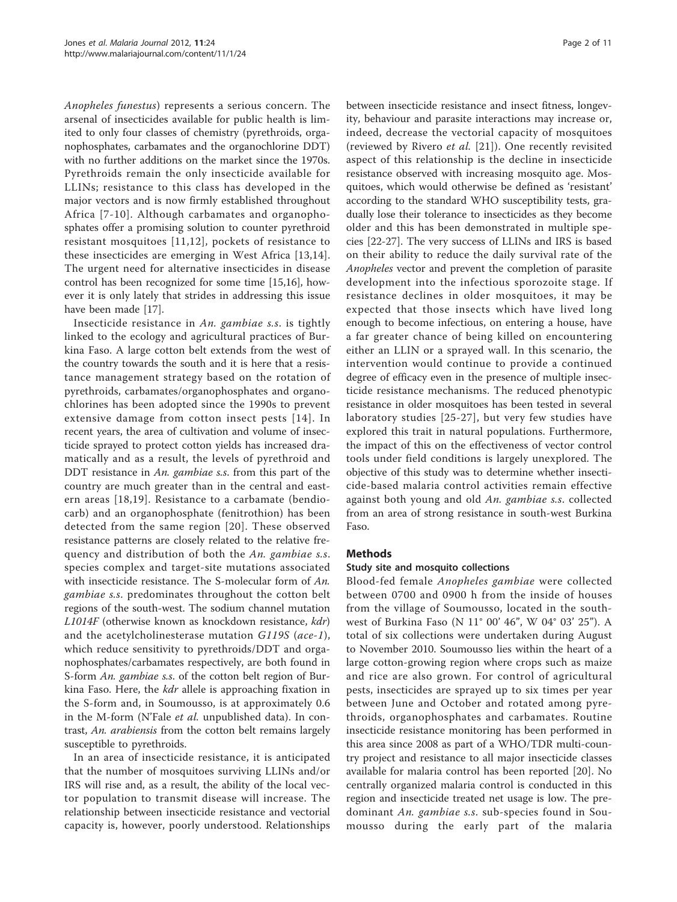*Anopheles funestus*) represents a serious concern. The arsenal of insecticides available for public health is limited to only four classes of chemistry (pyrethroids, organophosphates, carbamates and the organochlorine DDT) with no further additions on the market since the 1970s. Pyrethroids remain the only insecticide available for LLINs; resistance to this class has developed in the major vectors and is now firmly established throughout Africa [7-10]. Although carbamates and organophosphates offer a promising solution to counter pyrethroid resistant mosquitoes [11,12], pockets of resistance to these insecticides are emerging in West Africa [13,14]. The urgent need for alternative insecticides in disease control has been recognized for some time [15,16], however it is only lately that strides in addressing this issue have been made [17].

Insecticide resistance in *An. gambiae s.s.* is tightly linked to the ecology and agricultural practices of Burkina Faso. A large cotton belt extends from the west of the country towards the south and it is here that a resistance management strategy based on the rotation of pyrethroids, carbamates/organophosphates and organochlorines has been adopted since the 1990s to prevent extensive damage from cotton insect pests [14]. In recent years, the area of cultivation and volume of insecticide sprayed to protect cotton yields has increased dramatically and as a result, the levels of pyrethroid and DDT resistance in *An. gambiae s.s.* from this part of the country are much greater than in the central and eastern areas [18,19]. Resistance to a carbamate (bendiocarb) and an organophosphate (fenitrothion) has been detected from the same region [20]. These observed resistance patterns are closely related to the relative frequency and distribution of both the *An. gambiae s.s.* species complex and target-site mutations associated with insecticide resistance. The S-molecular form of *An. gambiae s.s.* predominates throughout the cotton belt regions of the south-west. The sodium channel mutation *L1014F* (otherwise known as knockdown resistance, *kdr*) and the acetylcholinesterase mutation *G119S* (*ace-1*), which reduce sensitivity to pyrethroids/DDT and organophosphates/carbamates respectively, are both found in S-form *An. gambiae s.s.* of the cotton belt region of Burkina Faso. Here, the *kdr* allele is approaching fixation in the S-form and, in Soumousso, is at approximately 0.6 in the M-form (N'Fale *et al.* unpublished data). In contrast, *An. arabiensis* from the cotton belt remains largely susceptible to pyrethroids.

In an area of insecticide resistance, it is anticipated that the number of mosquitoes surviving LLINs and/or IRS will rise and, as a result, the ability of the local vector population to transmit disease will increase. The relationship between insecticide resistance and vectorial capacity is, however, poorly understood. Relationships between insecticide resistance and insect fitness, longevity, behaviour and parasite interactions may increase or, indeed, decrease the vectorial capacity of mosquitoes (reviewed by Rivero *et al.* [21]). One recently revisited aspect of this relationship is the decline in insecticide resistance observed with increasing mosquito age. Mosquitoes, which would otherwise be defined as 'resistant' according to the standard WHO susceptibility tests, gradually lose their tolerance to insecticides as they become older and this has been demonstrated in multiple species [22-27]. The very success of LLINs and IRS is based on their ability to reduce the daily survival rate of the *Anopheles* vector and prevent the completion of parasite development into the infectious sporozoite stage. If resistance declines in older mosquitoes, it may be expected that those insects which have lived long enough to become infectious, on entering a house, have a far greater chance of being killed on encountering either an LLIN or a sprayed wall. In this scenario, the intervention would continue to provide a continued degree of efficacy even in the presence of multiple insecticide resistance mechanisms. The reduced phenotypic resistance in older mosquitoes has been tested in several laboratory studies [25-27], but very few studies have explored this trait in natural populations. Furthermore, the impact of this on the effectiveness of vector control tools under field conditions is largely unexplored. The objective of this study was to determine whether insecticide-based malaria control activities remain effective against both young and old *An. gambiae s.s.* collected from an area of strong resistance in south-west Burkina Faso.

## Methods

### Study site and mosquito collections

Blood-fed female *Anopheles gambiae* were collected between 0700 and 0900 h from the inside of houses from the village of Soumousso, located in the south-west of Burkina Faso (N 11° 00' 46", W 04° 03' 25"). A total of six collections were undertaken during August to November 2010. Soumousso lies within the heart of a large cotton-growing region where crops such as maize and rice are also grown. For control of agricultural pests, insecticides are sprayed up to six times per year between June and October and rotated among pyrethroids, organophosphates and carbamates. Routine insecticide resistance monitoring has been performed in this area since 2008 as part of a WHO/TDR multi-country project and resistance to all major insecticide classes available for malaria control has been reported [20]. No centrally organized malaria control is conducted in this region and insecticide treated net usage is low. The predominant *An. gambiae s.s.* sub-species found in Soumousso during the early part of the malaria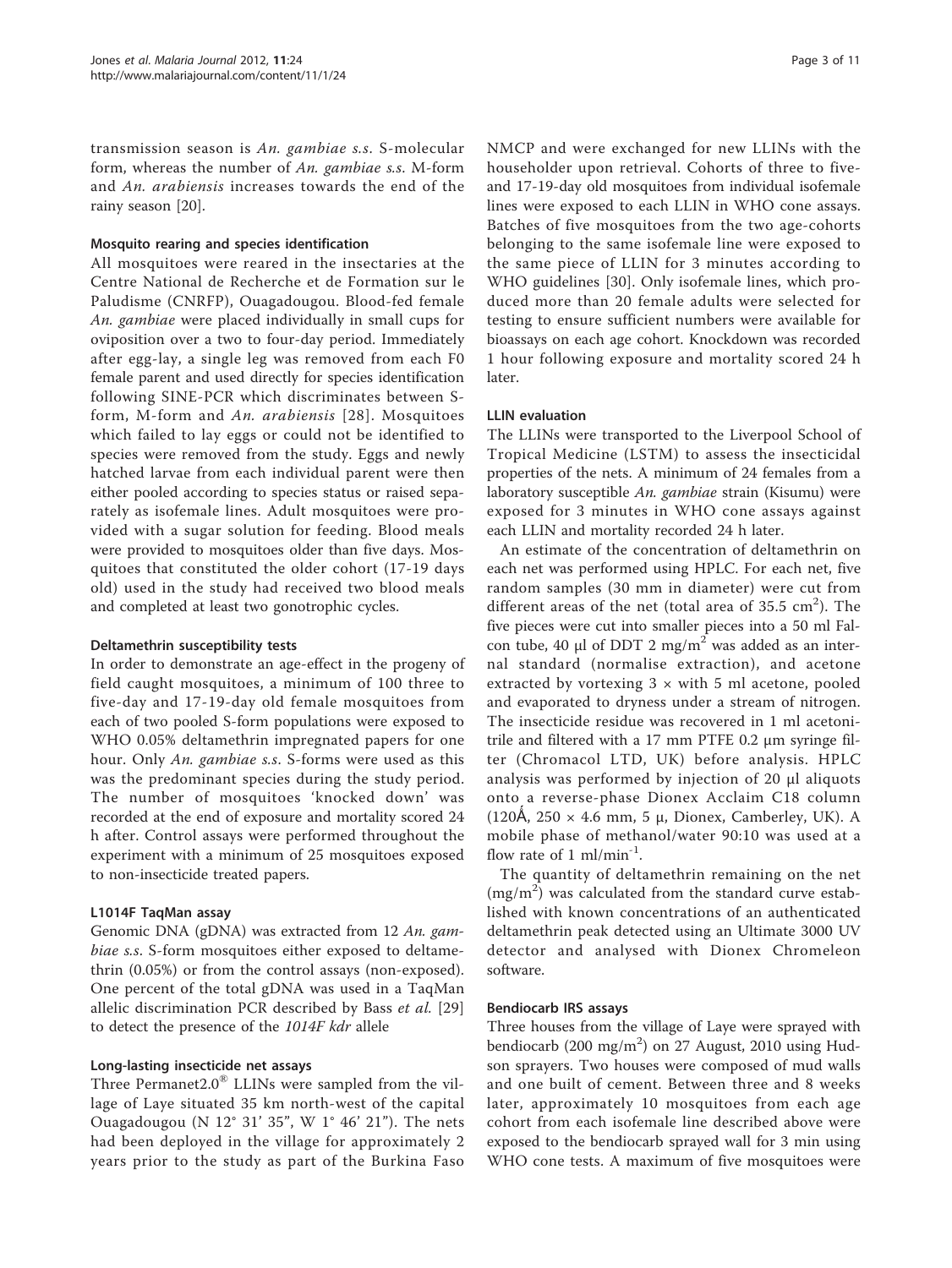transmission season is *An. gambiae s.s.* S-molecular form, whereas the number of *An. gambiae s.s.* M-form and *An. arabiensis* increases towards the end of the rainy season [20].

### Mosquito rearing and species identification

All mosquitoes were reared in the insectaries at the Centre National de Recherche et de Formation sur le Paludisme (CNRFP), Ouagadougou. Blood-fed female *An. gambiae* were placed individually in small cups for oviposition over a two to four-day period. Immediately after egg-lay, a single leg was removed from each F0 female parent and used directly for species identification following SINE-PCR which discriminates between S-form, M-form and *An. arabiensis* [28]. Mosquitoes which failed to lay eggs or could not be identified to species were removed from the study. Eggs and newly hatched larvae from each individual parent were then either pooled according to species status or raised separately as isofemale lines. Adult mosquitoes were provided with a sugar solution for feeding. Blood meals were provided to mosquitoes older than five days. Mosquitoes that constituted the older cohort (17-19 days old) used in the study had received two blood meals and completed at least two gonotrophic cycles.

### Deltamethrin susceptibility tests

In order to demonstrate an age-effect in the progeny of field caught mosquitoes, a minimum of 100 three to five-day and 17-19-day old female mosquitoes from each of two pooled S-form populations were exposed to WHO 0.05% deltamethrin impregnated papers for one hour. Only *An. gambiae s.s.* S-forms were used as this was the predominant species during the study period. The number of mosquitoes 'knocked down' was recorded at the end of exposure and mortality scored 24 h after. Control assays were performed throughout the experiment with a minimum of 25 mosquitoes exposed to non-insecticide treated papers.

### L1014F TaqMan assay

Genomic DNA (gDNA) was extracted from 12 *An. gambiae s.s.* S-form mosquitoes either exposed to deltamethrin (0.05%) or from the control assays (non-exposed). One percent of the total gDNA was used in a TaqMan allelic discrimination PCR described by Bass *et al.* [29] to detect the presence of the *1014F kdr* allele

### Long-lasting insecticide net assays

Three Permanet2.0® LLINs were sampled from the village of Laye situated 35 km north-west of the capital Ouagadougou (N 12° 31' 35", W 1° 46' 21"). The nets had been deployed in the village for approximately 2 years prior to the study as part of the Burkina Faso NMCP and were exchanged for new LLINs with the householder upon retrieval. Cohorts of three to five- and 17-19-day old mosquitoes from individual isofemale lines were exposed to each LLIN in WHO cone assays. Batches of five mosquitoes from the two age-cohorts belonging to the same isofemale line were exposed to the same piece of LLIN for 3 minutes according to WHO guidelines [30]. Only isofemale lines, which produced more than 20 female adults were selected for testing to ensure sufficient numbers were available for bioassays on each age cohort. Knockdown was recorded 1 hour following exposure and mortality scored 24 h later.

### LLIN evaluation

The LLINs were transported to the Liverpool School of Tropical Medicine (LSTM) to assess the insecticidal properties of the nets. A minimum of 24 females from a laboratory susceptible *An. gambiae* strain (Kisumu) were exposed for 3 minutes in WHO cone assays against each LLIN and mortality recorded 24 h later.

An estimate of the concentration of deltamethrin on each net was performed using HPLC. For each net, five random samples (30 mm in diameter) were cut from different areas of the net (total area of 35.5 $cm^2$). The five pieces were cut into smaller pieces into a 50 ml Falcon tube, 40 μl of DDT 2 $mg/m^2$ was added as an internal standard (normalise extraction), and acetone extracted by vortexing 3 × with 5 ml acetone, pooled and evaporated to dryness under a stream of nitrogen. The insecticide residue was recovered in 1 ml acetonitrile and filtered with a 17 mm PTFE 0.2 μm syringe filter (Chromacol LTD, UK) before analysis. HPLC analysis was performed by injection of 20 μl aliquots onto a reverse-phase Dionex Acclaim C18 column (120Å, 250 × 4.6 mm, 5 μ, Dionex, Camberley, UK). A mobile phase of methanol/water 90:10 was used at a flow rate of 1 $ml/min^{-1}$.

The quantity of deltamethrin remaining on the net ($mg/m^2$) was calculated from the standard curve established with known concentrations of an authenticated deltamethrin peak detected using an Ultimate 3000 UV detector and analysed with Dionex Chromeleon software.

### Bendiocarb IRS assays

Three houses from the village of Laye were sprayed with bendiocarb (200 $mg/m^2$) on 27 August, 2010 using Hudson sprayers. Two houses were composed of mud walls and one built of cement. Between three and 8 weeks later, approximately 10 mosquitoes from each age cohort from each isofemale line described above were exposed to the bendiocarb sprayed wall for 3 min using WHO cone tests. A maximum of five mosquitoes were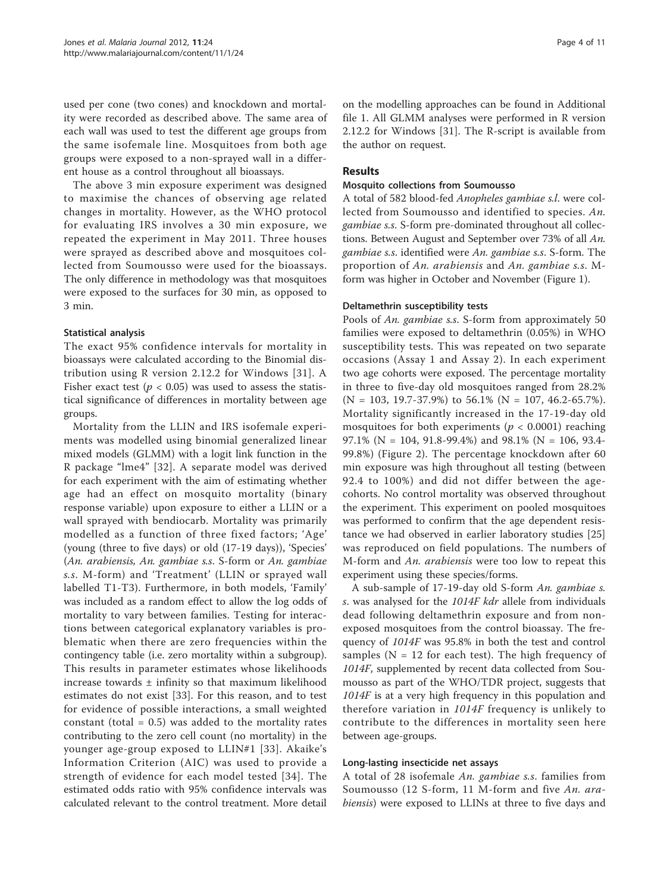used per cone (two cones) and knockdown and mortality were recorded as described above. The same area of each wall was used to test the different age groups from the same isofemale line. Mosquitoes from both age groups were exposed to a non-sprayed wall in a different house as a control throughout all bioassays.

The above 3 min exposure experiment was designed to maximise the chances of observing age related changes in mortality. However, as the WHO protocol for evaluating IRS involves a 30 min exposure, we repeated the experiment in May 2011. Three houses were sprayed as described above and mosquitoes collected from Soumousso were used for the bioassays. The only difference in methodology was that mosquitoes were exposed to the surfaces for 30 min, as opposed to 3 min.

### Statistical analysis

The exact 95% confidence intervals for mortality in bioassays were calculated according to the Binomial distribution using R version 2.12.2 for Windows [31]. A Fisher exact test ($p < 0.05$) was used to assess the statistical significance of differences in mortality between age groups.

Mortality from the LLIN and IRS isofemale experiments was modelled using binomial generalized linear mixed models (GLMM) with a logit link function in the R package "lme4" [32]. A separate model was derived for each experiment with the aim of estimating whether age had an effect on mosquito mortality (binary response variable) upon exposure to either a LLIN or a wall sprayed with bendiocarb. Mortality was primarily modelled as a function of three fixed factors; 'Age' (young (three to five days) or old (17-19 days)), 'Species' (*An. arabiensis*, *An. gambiae s.s.* S-form or *An. gambiae s.s.* M-form) and 'Treatment' (LLIN or sprayed wall labelled T1-T3). Furthermore, in both models, 'Family' was included as a random effect to allow the log odds of mortality to vary between families. Testing for interactions between categorical explanatory variables is problematic when there are zero frequencies within the contingency table (i.e. zero mortality within a subgroup). This results in parameter estimates whose likelihoods increase towards ± infinity so that maximum likelihood estimates do not exist [33]. For this reason, and to test for evidence of possible interactions, a small weighted constant (total = 0.5) was added to the mortality rates contributing to the zero cell count (no mortality) in the younger age-group exposed to LLIN#1 [33]. Akaike's Information Criterion (AIC) was used to provide a strength of evidence for each model tested [34]. The estimated odds ratio with 95% confidence intervals was calculated relevant to the control treatment. More detail on the modelling approaches can be found in Additional file 1. All GLMM analyses were performed in R version 2.12.2 for Windows [31]. The R-script is available from the author on request.

## Results

### Mosquito collections from Soumousso

A total of 582 blood-fed *Anopheles gambiae s.l.* were collected from Soumousso and identified to species. *An. gambiae s.s.* S-form pre-dominated throughout all collections. Between August and September over 73% of all *An. gambiae s.s.* identified were *An. gambiae s.s.* S-form. The proportion of *An. arabiensis* and *An. gambiae s.s.* M-form was higher in October and November (Figure 1).

### Deltamethrin susceptibility tests

Pools of *An. gambiae s.s.* S-form from approximately 50 families were exposed to deltamethrin (0.05%) in WHO susceptibility tests. This was repeated on two separate occasions (Assay 1 and Assay 2). In each experiment two age cohorts were exposed. The percentage mortality in three to five-day old mosquitoes ranged from 28.2% (N = 103, 19.7-37.9%) to 56.1% (N = 107, 46.2-65.7%). Mortality significantly increased in the 17-19-day old mosquitoes for both experiments ($p < 0.0001$) reaching 97.1% (N = 104, 91.8-99.4%) and 98.1% (N = 106, 93.4-99.8%) (Figure 2). The percentage knockdown after 60 min exposure was high throughout all testing (between 92.4 to 100%) and did not differ between the age-cohorts. No control mortality was observed throughout the experiment. This experiment on pooled mosquitoes was performed to confirm that the age dependent resistance we had observed in earlier laboratory studies [25] was reproduced on field populations. The numbers of M-form and *An. arabiensis* were too low to repeat this experiment using these species/forms.

A sub-sample of 17-19-day old S-form *An. gambiae s. s.* was analysed for the *1014F kdr* allele from individuals dead following deltamethrin exposure and from non-exposed mosquitoes from the control bioassay. The frequency of *1014F* was 95.8% in both the test and control samples (N = 12 for each test). The high frequency of *1014F*, supplemented by recent data collected from Soumousso as part of the WHO/TDR project, suggests that *1014F* is at a very high frequency in this population and therefore variation in *1014F* frequency is unlikely to contribute to the differences in mortality seen here between age-groups.

### Long-lasting insecticide net assays

A total of 28 isofemale *An. gambiae s.s.* families from Soumousso (12 S-form, 11 M-form and five *An. arabiensis*) were exposed to LLINs at three to five days and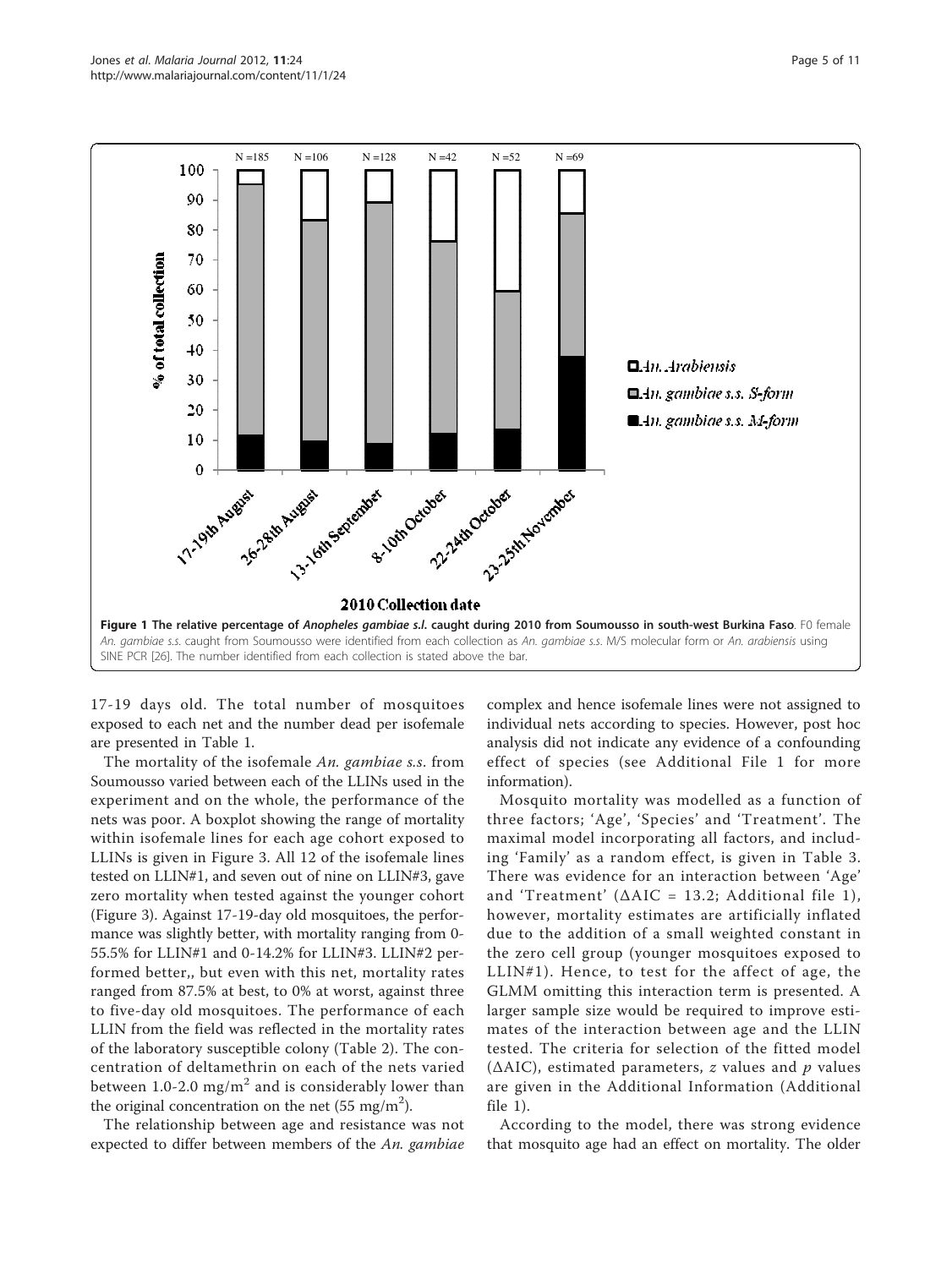**Figure 1 The relative percentage of *Anopheles gambiae s.l.* caught during 2010 from Soumousso in south-west Burkina Faso**. F0 female *An. gambiae s.s.* caught from Soumousso were identified from each collection as *An. gambiae s.s.* M/S molecular form or *An. arabiensis* using SINE PCR [26]. The number identified from each collection is stated above the bar.

17-19 days old. The total number of mosquitoes exposed to each net and the number dead per isofemale are presented in Table 1.

The mortality of the isofemale *An. gambiae s.s.* from Soumousso varied between each of the LLINs used in the experiment and on the whole, the performance of the nets was poor. A boxplot showing the range of mortality within isofemale lines for each age cohort exposed to LLINs is given in Figure 3. All 12 of the isofemale lines tested on LLIN#1, and seven out of nine on LLIN#3, gave zero mortality when tested against the younger cohort (Figure 3). Against 17-19-day old mosquitoes, the performance was slightly better, with mortality ranging from 0-55.5% for LLIN#1 and 0-14.2% for LLIN#3. LLIN#2 performed better,, but even with this net, mortality rates ranged from 87.5% at best, to 0% at worst, against three to five-day old mosquitoes. The performance of each LLIN from the field was reflected in the mortality rates of the laboratory susceptible colony (Table 2). The concentration of deltamethrin on each of the nets varied between 1.0-2.0 mg/m$^2$ and is considerably lower than the original concentration on the net (55 mg/m$^2$).

The relationship between age and resistance was not expected to differ between members of the *An. gambiae* complex and hence isofemale lines were not assigned to individual nets according to species. However, post hoc analysis did not indicate any evidence of a confounding effect of species (see Additional File 1 for more information).

Mosquito mortality was modelled as a function of three factors; 'Age', 'Species' and 'Treatment'. The maximal model incorporating all factors, and including 'Family' as a random effect, is given in Table 3. There was evidence for an interaction between 'Age' and 'Treatment' ($\Delta$AIC = 13.2; Additional file 1), however, mortality estimates are artificially inflated due to the addition of a small weighted constant in the zero cell group (younger mosquitoes exposed to LLIN#1). Hence, to test for the affect of age, the GLMM omitting this interaction term is presented. A larger sample size would be required to improve estimates of the interaction between age and the LLIN tested. The criteria for selection of the fitted model ($\Delta$AIC), estimated parameters, $z$ values and $p$ values are given in the Additional Information (Additional file 1).

According to the model, there was strong evidence that mosquito age had an effect on mortality. The older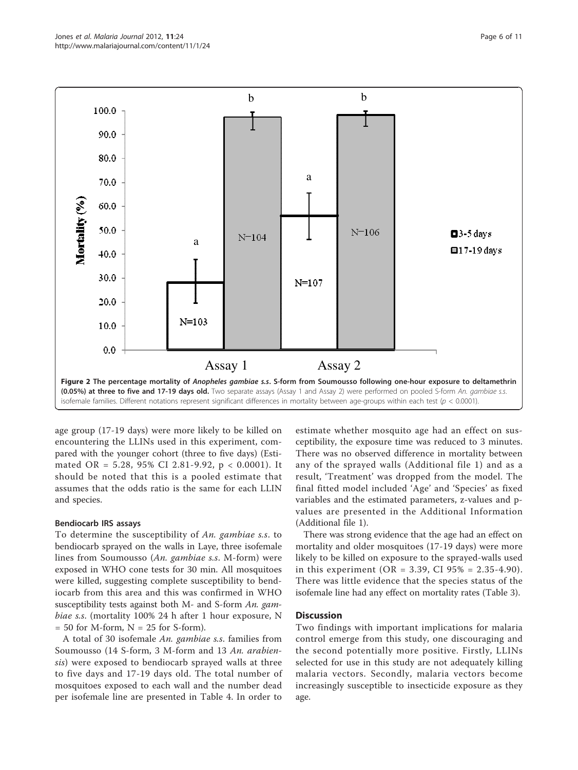**Figure 2 The percentage mortality of *Anopheles gambiae s.s.* S-form from Soumousso following one-hour exposure to deltamethrin (0.05%) at three to five and 17-19 days old.** Two separate assays (Assay 1 and Assay 2) were performed on pooled S-form *An. gambiae s.s.* isofemale families. Different notations represent significant differences in mortality between age-groups within each test ($p < 0.0001$).

age group (17-19 days) were more likely to be killed on encountering the LLINs used in this experiment, compared with the younger cohort (three to five days) (Estimated OR = 5.28, 95% CI 2.81-9.92, $p < 0.0001$). It should be noted that this is a pooled estimate that assumes that the odds ratio is the same for each LLIN and species.

### Bendiocarb IRS assays

To determine the susceptibility of *An. gambiae s.s.* to bendiocarb sprayed on the walls in Laye, three isofemale lines from Soumousso (*An. gambiae s.s.* M-form) were exposed in WHO cone tests for 30 min. All mosquitoes were killed, suggesting complete susceptibility to bendiocarb from this area and this was confirmed in WHO susceptibility tests against both M- and S-form *An. gambiae s.s.* (mortality 100% 24 h after 1 hour exposure, N = 50 for M-form, N = 25 for S-form).

A total of 30 isofemale *An. gambiae s.s.* families from Soumousso (14 S-form, 3 M-form and 13 *An. arabiensis*) were exposed to bendiocarb sprayed walls at three to five days and 17-19 days old. The total number of mosquitoes exposed to each wall and the number dead per isofemale line are presented in Table 4. In order to estimate whether mosquito age had an effect on susceptibility, the exposure time was reduced to 3 minutes. There was no observed difference in mortality between any of the sprayed walls (Additional file 1) and as a result, 'Treatment' was dropped from the model. The final fitted model included 'Age' and 'Species' as fixed variables and the estimated parameters, z-values and p-values are presented in the Additional Information (Additional file 1).

There was strong evidence that the age had an effect on mortality and older mosquitoes (17-19 days) were more likely to be killed on exposure to the sprayed-walls used in this experiment (OR = 3.39, CI 95% = 2.35-4.90). There was little evidence that the species status of the isofemale line had any effect on mortality rates (Table 3).

## Discussion

Two findings with important implications for malaria control emerge from this study, one discouraging and the second potentially more positive. Firstly, LLINs selected for use in this study are not adequately killing malaria vectors. Secondly, malaria vectors become increasingly susceptible to insecticide exposure as they age.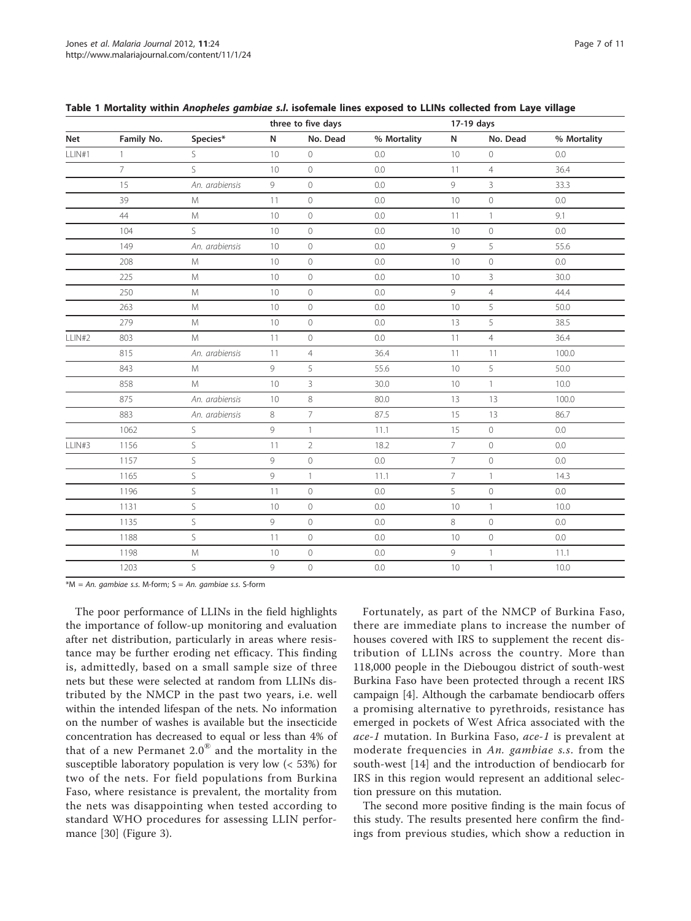**Table 1 Mortality within *Anopheles gambiae s.l.* isofemale lines exposed to LLINs collected from Laye village**

| | | | three to five days | | | 17-19 days | | |
|---|---|---|---|---|---|---|---|---|
| Net | Family No. | Species* | N | No. Dead | % Mortality | N | No. Dead | % Mortality |
| LLIN#1 | 1 | S | 10 | 0 | 0.0 | 10 | 0 | 0.0 |
| | 7 | S | 10 | 0 | 0.0 | 11 | 4 | 36.4 |
| | 15 | *An. arabiensis* | 9 | 0 | 0.0 | 9 | 3 | 33.3 |
| | 39 | M | 11 | 0 | 0.0 | 10 | 0 | 0.0 |
| | 44 | M | 10 | 0 | 0.0 | 11 | 1 | 9.1 |
| | 104 | S | 10 | 0 | 0.0 | 10 | 0 | 0.0 |
| | 149 | *An. arabiensis* | 10 | 0 | 0.0 | 9 | 5 | 55.6 |
| | 208 | M | 10 | 0 | 0.0 | 10 | 0 | 0.0 |
| | 225 | M | 10 | 0 | 0.0 | 10 | 3 | 30.0 |
| | 250 | M | 10 | 0 | 0.0 | 9 | 4 | 44.4 |
| | 263 | M | 10 | 0 | 0.0 | 10 | 5 | 50.0 |
| | 279 | M | 10 | 0 | 0.0 | 13 | 5 | 38.5 |
| LLIN#2 | 803 | M | 11 | 0 | 0.0 | 11 | 4 | 36.4 |
| | 815 | *An. arabiensis* | 11 | 4 | 36.4 | 11 | 11 | 100.0 |
| | 843 | M | 9 | 5 | 55.6 | 10 | 5 | 50.0 |
| | 858 | M | 10 | 3 | 30.0 | 10 | 1 | 10.0 |
| | 875 | *An. arabiensis* | 10 | 8 | 80.0 | 13 | 13 | 100.0 |
| | 883 | *An. arabiensis* | 8 | 7 | 87.5 | 15 | 13 | 86.7 |
| | 1062 | S | 9 | 1 | 11.1 | 15 | 0 | 0.0 |
| LLIN#3 | 1156 | S | 11 | 2 | 18.2 | 7 | 0 | 0.0 |
| | 1157 | S | 9 | 0 | 0.0 | 7 | 0 | 0.0 |
| | 1165 | S | 9 | 1 | 11.1 | 7 | 1 | 14.3 |
| | 1196 | S | 11 | 0 | 0.0 | 5 | 0 | 0.0 |
| | 1131 | S | 10 | 0 | 0.0 | 10 | 1 | 10.0 |
| | 1135 | S | 9 | 0 | 0.0 | 8 | 0 | 0.0 |
| | 1188 | S | 11 | 0 | 0.0 | 10 | 0 | 0.0 |
| | 1198 | M | 10 | 0 | 0.0 | 9 | 1 | 11.1 |
| | 1203 | S | 9 | 0 | 0.0 | 10 | 1 | 10.0 |

*M = *An. gambiae s.s.* M-form; S = *An. gambiae s.s.* S-form

The poor performance of LLINs in the field highlights the importance of follow-up monitoring and evaluation after net distribution, particularly in areas where resistance may be further eroding net efficacy. This finding is, admittedly, based on a small sample size of three nets but these were selected at random from LLINs distributed by the NMCP in the past two years, i.e. well within the intended lifespan of the nets. No information on the number of washes is available but the insecticide concentration has decreased to equal or less than 4% of that of a new Permanet 2.0® and the mortality in the susceptible laboratory population is very low (< 53%) for two of the nets. For field populations from Burkina Faso, where resistance is prevalent, the mortality from the nets was disappointing when tested according to standard WHO procedures for assessing LLIN performance [30] (Figure 3).

Fortunately, as part of the NMCP of Burkina Faso, there are immediate plans to increase the number of houses covered with IRS to supplement the recent distribution of LLINs across the country. More than 118,000 people in the Diebougou district of south-west Burkina Faso have been protected through a recent IRS campaign [4]. Although the carbamate bendiocarb offers a promising alternative to pyrethroids, resistance has emerged in pockets of West Africa associated with the *ace-1* mutation. In Burkina Faso, *ace-1* is prevalent at moderate frequencies in *An. gambiae s.s.* from the south-west [14] and the introduction of bendiocarb for IRS in this region would represent an additional selection pressure on this mutation.

The second more positive finding is the main focus of this study. The results presented here confirm the findings from previous studies, which show a reduction in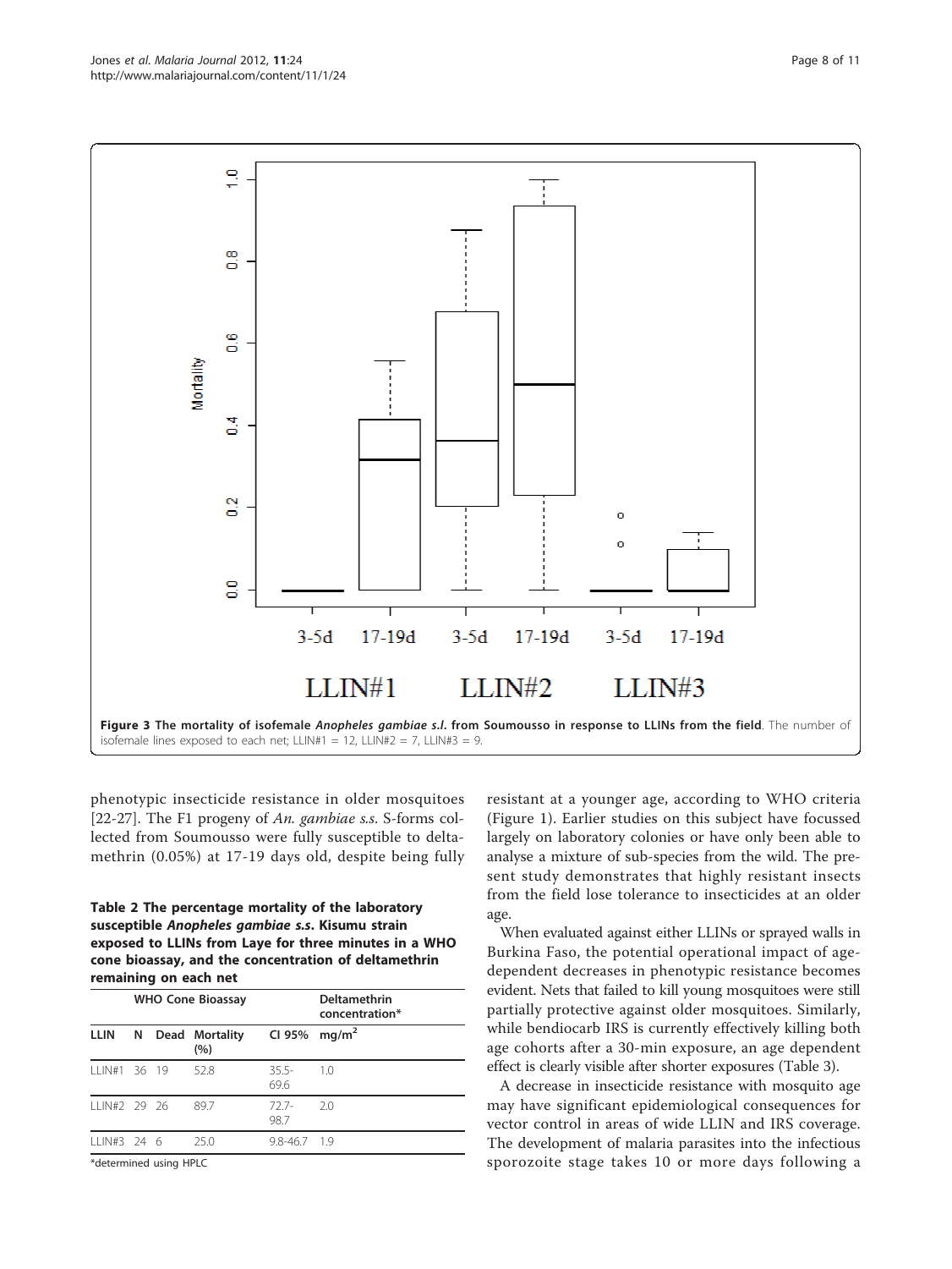**Figure 3 The mortality of isofemale *Anopheles gambiae s.l.* from Soumousso in response to LLINs from the field**. The number of isofemale lines exposed to each net; LLIN#1 = 12, LLIN#2 = 7, LLIN#3 = 9.

phenotypic insecticide resistance in older mosquitoes [22-27]. The F1 progeny of *An. gambiae s.s.* S-forms collected from Soumousso were fully susceptible to deltamethrin (0.05%) at 17-19 days old, despite being fully resistant at a younger age, according to WHO criteria (Figure 1). Earlier studies on this subject have focussed largely on laboratory colonies or have only been able to analyse a mixture of sub-species from the wild. The present study demonstrates that highly resistant insects from the field lose tolerance to insecticides at an older age.

When evaluated against either LLINs or sprayed walls in Burkina Faso, the potential operational impact of age-dependent decreases in phenotypic resistance becomes evident. Nets that failed to kill young mosquitoes were still partially protective against older mosquitoes. Similarly, while bendiocarb IRS is currently effectively killing both age cohorts after a 30-min exposure, an age dependent effect is clearly visible after shorter exposures (Table 3).

A decrease in insecticide resistance with mosquito age may have significant epidemiological consequences for vector control in areas of wide LLIN and IRS coverage. The development of malaria parasites into the infectious sporozoite stage takes 10 or more days following a

**Table 2 The percentage mortality of the laboratory susceptible *Anopheles gambiae s.s.* Kisumu strain exposed to LLINs from Laye for three minutes in a WHO cone bioassay, and the concentration of deltamethrin remaining on each net**

| WHO Cone Bioassay | | | | | Deltamethrin concentration* |
|---|---|---|---|---|---|
| LLIN | N | Dead | Mortality (%) | CI 95% | mg/m$^2$ |
| LLIN#1 | 36 | 19 | 52.8 | 35.5-69.6 | 1.0 |
| LLIN#2 | 29 | 26 | 89.7 | 72.7-98.7 | 2.0 |
| LLIN#3 | 24 | 6 | 25.0 | 9.8-46.7 | 1.9 |

*determined using HPLC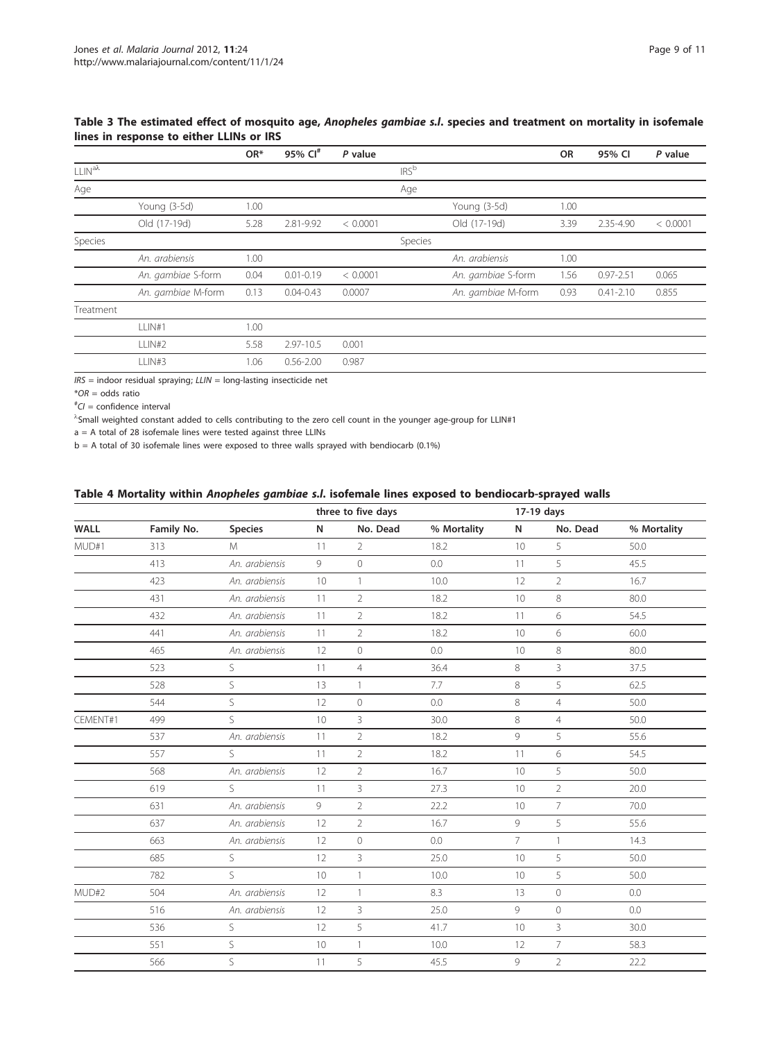**Table 3 The estimated effect of mosquito age, *Anopheles gambiae s.l.* species and treatment on mortality in isofemale lines in response to either LLINs or IRS**

| | | OR* | 95% CI[#] | *P* value | | | OR | 95% CI | *P* value |
|---|---|---|---|---|---|---|---|---|---|
| LLIN[aλ] | | | | | IRS[b] | | | | |
| Age | | | | | Age | | | | |
| | Young (3-5d) | 1.00 | | | | Young (3-5d) | 1.00 | | |
| | Old (17-19d) | 5.28 | 2.81-9.92 | < 0.0001 | | Old (17-19d) | 3.39 | 2.35-4.90 | < 0.0001 |
| Species | | | | | Species | | | | |
| | *An. arabiensis* | 1.00 | | | | *An. arabiensis* | 1.00 | | |
| | *An. gambiae* S-form | 0.04 | 0.01-0.19 | < 0.0001 | | *An. gambiae* S-form | 1.56 | 0.97-2.51 | 0.065 |
| | *An. gambiae* M-form | 0.13 | 0.04-0.43 | 0.0007 | | *An. gambiae* M-form | 0.93 | 0.41-2.10 | 0.855 |
| Treatment | | | | | | | | | |
| | LLIN#1 | 1.00 | | | | | | | |
| | LLIN#2 | 5.58 | 2.97-10.5 | 0.001 | | | | | |
| | LLIN#3 | 1.06 | 0.56-2.00 | 0.987 | | | | | |

*IRS* = indoor residual spraying; *LLIN* = long-lasting insecticide net

**OR* = odds ratio

[#]*CI* = confidence interval

[λ]Small weighted constant added to cells contributing to the zero cell count in the younger age-group for LLIN#1

a = A total of 28 isofemale lines were tested against three LLINs

b = A total of 30 isofemale lines were exposed to three walls sprayed with bendiocarb (0.1%)

**Table 4 Mortality within *Anopheles gambiae s.l.* isofemale lines exposed to bendiocarb-sprayed walls**

| | | | three to five days | | | 17-19 days | | |
|---|---|---|---|---|---|---|---|---|
| WALL | Family No. | Species | N | No. Dead | % Mortality | N | No. Dead | % Mortality |
| MUD#1 | 313 | M | 11 | 2 | 18.2 | 10 | 5 | 50.0 |
| | 413 | *An. arabiensis* | 9 | 0 | 0.0 | 11 | 5 | 45.5 |
| | 423 | *An. arabiensis* | 10 | 1 | 10.0 | 12 | 2 | 16.7 |
| | 431 | *An. arabiensis* | 11 | 2 | 18.2 | 10 | 8 | 80.0 |
| | 432 | *An. arabiensis* | 11 | 2 | 18.2 | 11 | 6 | 54.5 |
| | 441 | *An. arabiensis* | 11 | 2 | 18.2 | 10 | 6 | 60.0 |
| | 465 | *An. arabiensis* | 12 | 0 | 0.0 | 10 | 8 | 80.0 |
| | 523 | S | 11 | 4 | 36.4 | 8 | 3 | 37.5 |
| | 528 | S | 13 | 1 | 7.7 | 8 | 5 | 62.5 |
| | 544 | S | 12 | 0 | 0.0 | 8 | 4 | 50.0 |
| CEMENT#1 | 499 | S | 10 | 3 | 30.0 | 8 | 4 | 50.0 |
| | 537 | *An. arabiensis* | 11 | 2 | 18.2 | 9 | 5 | 55.6 |
| | 557 | S | 11 | 2 | 18.2 | 11 | 6 | 54.5 |
| | 568 | *An. arabiensis* | 12 | 2 | 16.7 | 10 | 5 | 50.0 |
| | 619 | S | 11 | 3 | 27.3 | 10 | 2 | 20.0 |
| | 631 | *An. arabiensis* | 9 | 2 | 22.2 | 10 | 7 | 70.0 |
| | 637 | *An. arabiensis* | 12 | 2 | 16.7 | 9 | 5 | 55.6 |
| | 663 | *An. arabiensis* | 12 | 0 | 0.0 | 7 | 1 | 14.3 |
| | 685 | S | 12 | 3 | 25.0 | 10 | 5 | 50.0 |
| | 782 | S | 10 | 1 | 10.0 | 10 | 5 | 50.0 |
| MUD#2 | 504 | *An. arabiensis* | 12 | 1 | 8.3 | 13 | 0 | 0.0 |
| | 516 | *An. arabiensis* | 12 | 3 | 25.0 | 9 | 0 | 0.0 |
| | 536 | S | 12 | 5 | 41.7 | 10 | 3 | 30.0 |
| | 551 | S | 10 | 1 | 10.0 | 12 | 7 | 58.3 |
| | 566 | S | 11 | 5 | 45.5 | 9 | 2 | 22.2 |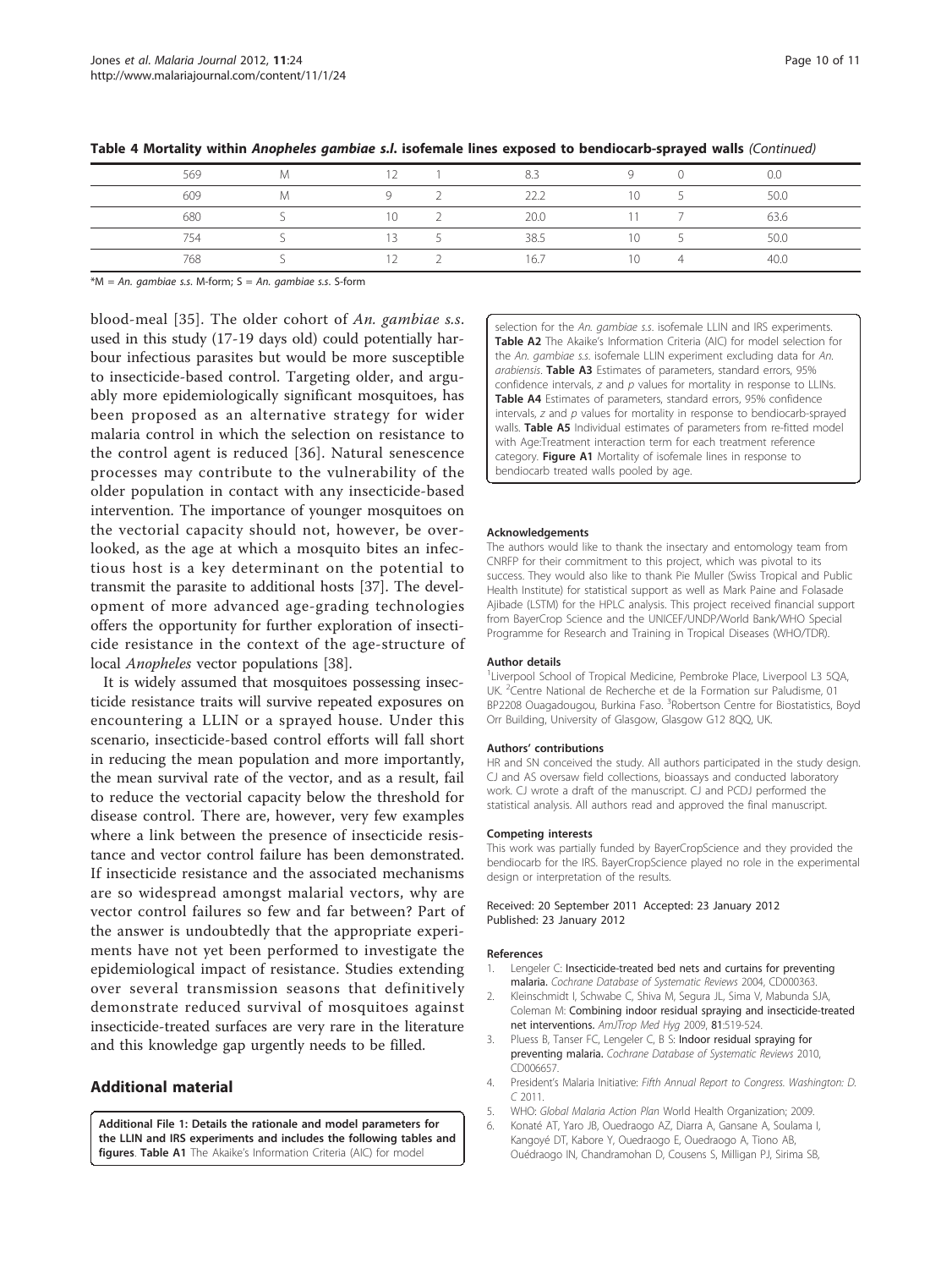**Table 4 Mortality within *Anopheles gambiae s.l.* isofemale lines exposed to bendiocarb-sprayed walls** *(Continued)*

| | | | | | | | |
|---|---|---|---|---|---|---|---|
| 569 | M | 12 | 1 | 8.3 | 9 | 0 | 0.0 |
| 609 | M | 9 | 2 | 22.2 | 10 | 5 | 50.0 |
| 680 | S | 10 | 2 | 20.0 | 11 | 7 | 63.6 |
| 754 | S | 13 | 5 | 38.5 | 10 | 5 | 50.0 |
| 768 | S | 12 | 2 | 16.7 | 10 | 4 | 40.0 |

*M = *An. gambiae s.s.* M-form; S = *An. gambiae s.s.* S-form

blood-meal [35]. The older cohort of *An. gambiae s.s.* used in this study (17-19 days old) could potentially harbour infectious parasites but would be more susceptible to insecticide-based control. Targeting older, and arguably more epidemiologically significant mosquitoes, has been proposed as an alternative strategy for wider malaria control in which the selection on resistance to the control agent is reduced [36]. Natural senescence processes may contribute to the vulnerability of the older population in contact with any insecticide-based intervention. The importance of younger mosquitoes on the vectorial capacity should not, however, be overlooked, as the age at which a mosquito bites an infectious host is a key determinant on the potential to transmit the parasite to additional hosts [37]. The development of more advanced age-grading technologies offers the opportunity for further exploration of insecticide resistance in the context of the age-structure of local *Anopheles* vector populations [38].

It is widely assumed that mosquitoes possessing insecticide resistance traits will survive repeated exposures on encountering a LLIN or a sprayed house. Under this scenario, insecticide-based control efforts will fall short in reducing the mean population and more importantly, the mean survival rate of the vector, and as a result, fail to reduce the vectorial capacity below the threshold for disease control. There are, however, very few examples where a link between the presence of insecticide resistance and vector control failure has been demonstrated. If insecticide resistance and the associated mechanisms are so widespread amongst malarial vectors, why are vector control failures so few and far between? Part of the answer is undoubtedly that the appropriate experiments have not yet been performed to investigate the epidemiological impact of resistance. Studies extending over several transmission seasons that definitively demonstrate reduced survival of mosquitoes against insecticide-treated surfaces are very rare in the literature and this knowledge gap urgently needs to be filled.

## Additional material

**Additional File 1: Details the rationale and model parameters for the LLIN and IRS experiments and includes the following tables and figures**. **Table A1** The Akaike's Information Criteria (AIC) for model selection for the *An. gambiae s.s.* isofemale LLIN and IRS experiments. **Table A2** The Akaike's Information Criteria (AIC) for model selection for the *An. gambiae s.s.* isofemale LLIN experiment excluding data for *An. arabiensis*. **Table A3** Estimates of parameters, standard errors, 95% confidence intervals, *z* and *p* values for mortality in response to LLINs. **Table A4** Estimates of parameters, standard errors, 95% confidence intervals, *z* and *p* values for mortality in response to bendiocarb-sprayed walls. **Table A5** Individual estimates of parameters from re-fitted model with Age:Treatment interaction term for each treatment reference category. **Figure A1** Mortality of isofemale lines in response to bendiocarb treated walls pooled by age.

#### Acknowledgements

The authors would like to thank the insectary and entomology team from CNRFP for their commitment to this project, which was pivotal to its success. They would also like to thank Pie Muller (Swiss Tropical and Public Health Institute) for statistical support as well as Mark Paine and Folasade Ajibade (LSTM) for the HPLC analysis. This project received financial support from BayerCrop Science and the UNICEF/UNDP/World Bank/WHO Special Programme for Research and Training in Tropical Diseases (WHO/TDR).

#### Author details

[1]Liverpool School of Tropical Medicine, Pembroke Place, Liverpool L3 5QA, UK. [2]Centre National de Recherche et de la Formation sur Paludisme, 01 BP2208 Ouagadougou, Burkina Faso. [3]Robertson Centre for Biostatistics, Boyd Orr Building, University of Glasgow, Glasgow G12 8QQ, UK.

#### Authors' contributions

HR and SN conceived the study. All authors participated in the study design. CJ and AS oversaw field collections, bioassays and conducted laboratory work. CJ wrote a draft of the manuscript. CJ and PCDJ performed the statistical analysis. All authors read and approved the final manuscript.

#### Competing interests

This work was partially funded by BayerCropScience and they provided the bendiocarb for the IRS. BayerCropScience played no role in the experimental design or interpretation of the results.

Received: 20 September 2011 Accepted: 23 January 2012
Published: 23 January 2012

#### References

1. Lengeler C: **Insecticide-treated bed nets and curtains for preventing malaria.** *Cochrane Database of Systematic Reviews* 2004, CD000363.
2. Kleinschmidt I, Schwabe C, Shiva M, Segura JL, Sima V, Mabunda SJA, Coleman M: **Combining indoor residual spraying and insecticide-treated net interventions.** *AmJTrop Med Hyg* 2009, **81**:519-524.
3. Pluess B, Tanser FC, Lengeler C, B S: **Indoor residual spraying for preventing malaria.** *Cochrane Database of Systematic Reviews* 2010, CD006657.
4. President's Malaria Initiative: *Fifth Annual Report to Congress. Washington: D. C* 2011.
5. WHO: *Global Malaria Action Plan* World Health Organization; 2009.
6. Konaté AT, Yaro JB, Ouedraogo AZ, Diarra A, Gansane A, Soulama I, Kangoyé DT, Kabore Y, Ouedraogo E, Ouedraogo A, Tiono AB, Ouédraogo IN, Chandramohan D, Cousens S, Milligan PJ, Sirima SB,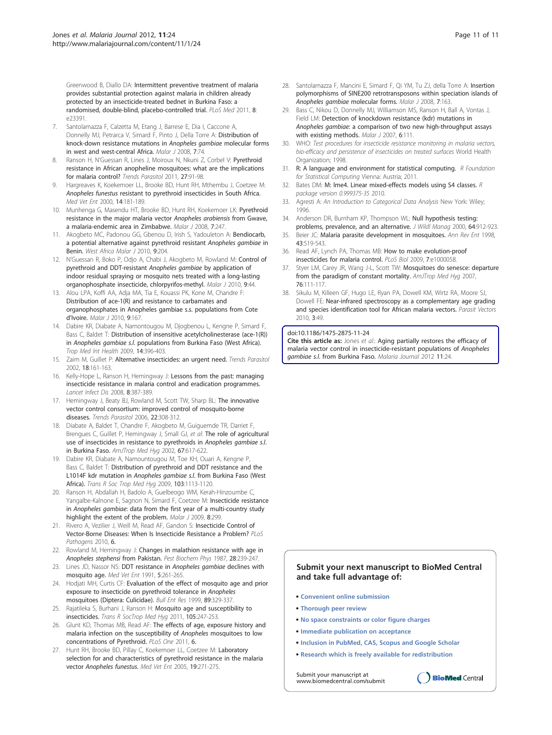Greenwood B, Diallo DA: **Intermittent preventive treatment of malaria provides substantial protection against malaria in children already protected by an insecticide-treated bednet in Burkina Faso: a randomised, double-blind, placebo-controlled trial.** *PLoS Med* 2011, **8**: e23391.

7. Santolamazza F, Calzetta M, Etang J, Barrese E, Dia I, Caccone A, Donnelly MJ, Petrarca V, Simard F, Pinto J, Della Torre A: **Distribution of knock-down resistance mutations in *Anopheles gambiae* molecular forms in west and west-central Africa.** *Malar J* 2008, **7**:74.
8. Ranson H, N'Guessan R, Lines J, Moiroux N, Nkuni Z, Corbel V: **Pyrethroid resistance in African anopheline mosquitoes: what are the implications for malaria control?** *Trends Parasitol* 2011, **27**:91-98.
9. Hargreaves K, Koekemoer LL, Brooke BD, Hunt RH, Mthembu J, Coetzee M: ***Anopheles funestus* resistant to pyrethroid insecticides in South Africa.** *Med Vet Ent* 2000, **14**:181-189.
10. Munhenga G, Masendu HT, Brooke BD, Hunt RH, Koekemoer LK: **Pyrethroid resistance in the major malaria vector *Anopheles arabiensis* from Gwave, a malaria-endemic area in Zimbabwe.** *Malar J* 2008, **7**:247.
11. Akogbeto MC, Padonou GG, Gbenou D, Irish S, Yadouleton A: **Bendiocarb, a potential alternative against pyrethroid resistant *Anopheles gambiae* in Benin.** *West Africa Malar J* 2010, **9**:204.
12. N'Guessan R, Boko P, Odjo A, Chabi J, Akogbeto M, Rowland M: **Control of pyrethroid and DDT-resistant *Anopheles gambiae* by application of indoor residual spraying or mosquito nets treated with a long-lasting organophosphate insecticide, chlorpyrifos-methyl.** *Malar J* 2010, **9**:44.
13. Alou LPA, Koffi AA, Adja MA, Tia E, Kouassi PK, Kone M, Chandre F: **Distribution of ace-1(R) and resistance to carbamates and organophosphates in Anopheles gambiae s.s. populations from Cote d'Ivoire.** *Malar J* 2010, **9**:167.
14. Dabire KR, Diabate A, Namontougou M, Djogbenou L, Kengne P, Simard F, Bass C, Baldet T: **Distribution of insensitive acetylcholinesterase (ace-1(R)) in *Anopheles gambiae s.l.* populations from Burkina Faso (West Africa).** *Trop Med Int Health* 2009, **14**:396-403.
15. Zaim M, Guillet P: **Alternative insecticides: an urgent need.** *Trends Parasitol* 2002, **18**:161-163.
16. Kelly-Hope L, Ranson H, Hemingway J: **Lessons from the past: managing insecticide resistance in malaria control and eradication programmes.** *Lancet Infect Dis* 2008, **8**:387-389.
17. Hemingway J, Beaty BJ, Rowland M, Scott TW, Sharp BL: **The innovative vector control consortium: improved control of mosquito-borne diseases.** *Trends Parasitol* 2006, **22**:308-312.
18. Diabate A, Baldet T, Chandre F, Akogbeto M, Guiguemde TR, Darriet F, Brengues C, Guillet P, Hemingway J, Small GJ, *et al*: **The role of agricultural use of insecticides in resistance to pyrethroids in *Anopheles gambiae s.l.* in Burkina Faso.** *AmJTrop Med Hyg* 2002, **67**:617-622.
19. Dabire KR, Diabate A, Namountougou M, Toe KH, Ouari A, Kengne P, Bass C, Baldet T: **Distribution of pyrethroid and DDT resistance and the L1014F kdr mutation in *Anopheles gambiae s.l.* from Burkina Faso (West Africa).** *Trans R Soc Trop Med Hyg* 2009, **103**:1113-1120.
20. Ranson H, Abdallah H, Badolo A, Guelbeogo WM, Kerah-Hinzoumbe C, Yangalbe-Kalnone E, Sagnon N, Simard F, Coetzee M: **Insecticide resistance in *Anopheles gambiae*: data from the first year of a multi-country study highlight the extent of the problem.** *Malar J* 2009, **8**:299.
21. Rivero A, Vezilier J, Weill M, Read AF, Gandon S: **Insecticide Control of Vector-Borne Diseases: When Is Insecticide Resistance a Problem?** *PLoS Pathogens* 2010, **6**.
22. Rowland M, Hemingway J: **Changes in malathion resistance with age in *Anopheles stephensi* from Pakistan.** *Pest Biochem Phys* 1987, **28**:239-247.
23. Lines JD, Nassor NS: **DDT resistance in *Anopheles gambiae* declines with mosquito age.** *Med Vet Ent* 1991, **5**:261-265.
24. Hodjati MH, Curtis CF: **Evaluation of the effect of mosquito age and prior exposure to insecticide on pyrethroid tolerance in *Anopheles* mosquitoes (Diptera: Culicidae).** *Bull Ent Res* 1999, **89**:329-337.
25. Rajatileka S, Burhani J, Ranson H: **Mosquito age and susceptibility to insecticides.** *Trans R SocTrop Med Hyg* 2011, **105**:247-253.
26. Glunt KD, Thomas MB, Read AF: **The effects of age, exposure history and malaria infection on the susceptibility of *Anopheles* mosquitoes to low concentrations of Pyrethroid.** *PLoS One* 2011, **6**.
27. Hunt RH, Brooke BD, Pillay C, Koekemoer LL, Coetzee M: **Laboratory selection for and characteristics of pyrethroid resistance in the malaria vector *Anopheles funestus*.** *Med Vet Ent* 2005, **19**:271-275.
28. Santolamazza F, Mancini E, Simard F, Qi YM, Tu ZJ, della Torre A: **Insertion polymorphisms of SINE200 retrotransposons within speciation islands of *Anopheles gambiae* molecular forms.** *Malar J* 2008, **7**:163.
29. Bass C, Nikou D, Donnelly MJ, Williamson MS, Ranson H, Ball A, Vontas J, Field LM: **Detection of knockdown resistance (kdr) mutations in *Anopheles gambiae*: a comparison of two new high-throughput assays with existing methods.** *Malar J* 2007, **6**:111.
30. WHO: *Test procedures for insecticide resistance monitoring in malaria vectors, bio-efficacy and persistence of insecticides on treated surfaces* World Health Organization; 1998.
31. **R: A language and environment for statistical computing.** *R Foundation for Statistical Computing* Vienna: Austria; 2011.
32. Bates DM: **M: lme4. Linear mixed-effects models using S4 classes.** *R package version 0.999375-35* 2010.
33. Agresti A: *An Introduction to Categorical Data Analysis* New York: Wiley; 1996.
34. Anderson DR, Burnham KP, Thompson WL: **Null hypothesis testing: problems, prevalence, and an alternative.** *J Wildl Manag* 2000, **64**:912-923.
35. Beier JC: **Malaria parasite development in mosquitoes.** *Ann Rev Ent* 1998, **43**:519-543.
36. Read AF, Lynch PA, Thomas MB: **How to make evolution-proof insecticides for malaria control.** *PLoS Biol* 2009, **7**:e1000058.
37. Styer LM, Carey JR, Wang J-L, Scott TW: **Mosquitoes do senesce: departure from the paradigm of constant mortality.** *AmJTrop Med Hyg* 2007, **76**:111-117.
38. Sikulu M, Killeen GF, Hugo LE, Ryan PA, Dowell KM, Wirtz RA, Moore SJ, Dowell FE: **Near-infrared spectroscopy as a complementary age grading and species identification tool for African malaria vectors.** *Parasit Vectors* 2010, **3**:49.

doi:10.1186/1475-2875-11-24

**Cite this article as:** Jones *et al.*: Aging partially restores the efficacy of malaria vector control in insecticide-resistant populations of *Anopheles gambiae s.l.* from Burkina Faso. *Malaria Journal* 2012 **11**:24.

**Submit your next manuscript to BioMed Central and take full advantage of:**

- Convenient online submission
- Thorough peer review
- No space constraints or color figure charges
- Immediate publication on acceptance
- Inclusion in PubMed, CAS, Scopus and Google Scholar
- Research which is freely available for redistribution

Submit your manuscript at www.biomedcentral.com/submit

BioMed Central